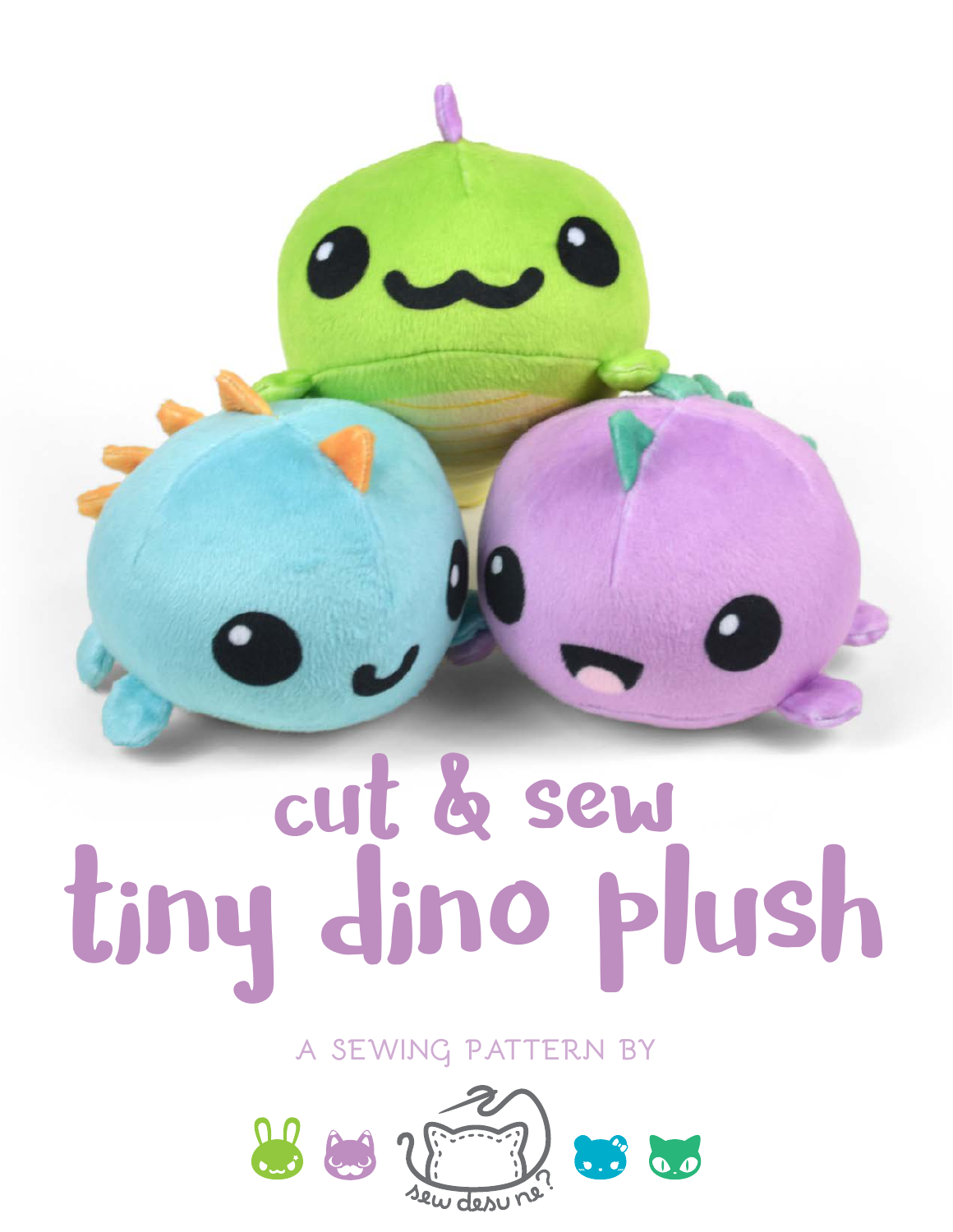# cut & sew
# tiny dino plush

A SEWING PATTERN BY

sew desu ne?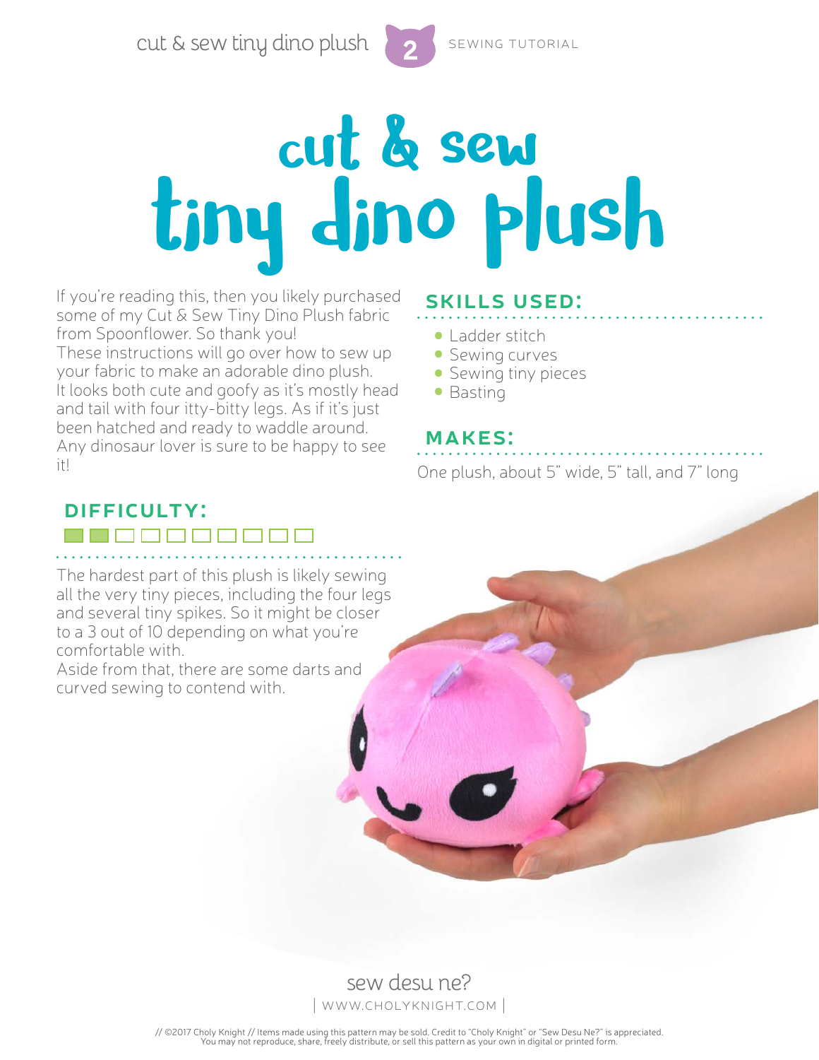# cut & sew tiny dino plush

If you're reading this, then you likely purchased some of my Cut & Sew Tiny Dino Plush fabric from Spoonflower. So thank you!
These instructions will go over how to sew up your fabric to make an adorable dino plush.
It looks both cute and goofy as it's mostly head and tail with four itty-bitty legs. As if it's just been hatched and ready to waddle around. Any dinosaur lover is sure to be happy to see it!

## SKILLS USED:

- Ladder stitch
- Sewing curves
- Sewing tiny pieces
- Basting

## MAKES:

One plush, about 5" wide, 5" tall, and 7" long

## DIFFICULTY:

2 out of 10

The hardest part of this plush is likely sewing all the very tiny pieces, including the four legs and several tiny spikes. So it might be closer to a 3 out of 10 depending on what you're comfortable with.
Aside from that, there are some darts and curved sewing to contend with.

sew desu ne?
| WWW.CHOLYKNIGHT.COM |

// ©2017 Choly Knight // Items made using this pattern may be sold. Credit to "Choly Knight" or "Sew Desu Ne?" is appreciated. You may not reproduce, share, freely distribute, or sell this pattern as your own in digital or printed form.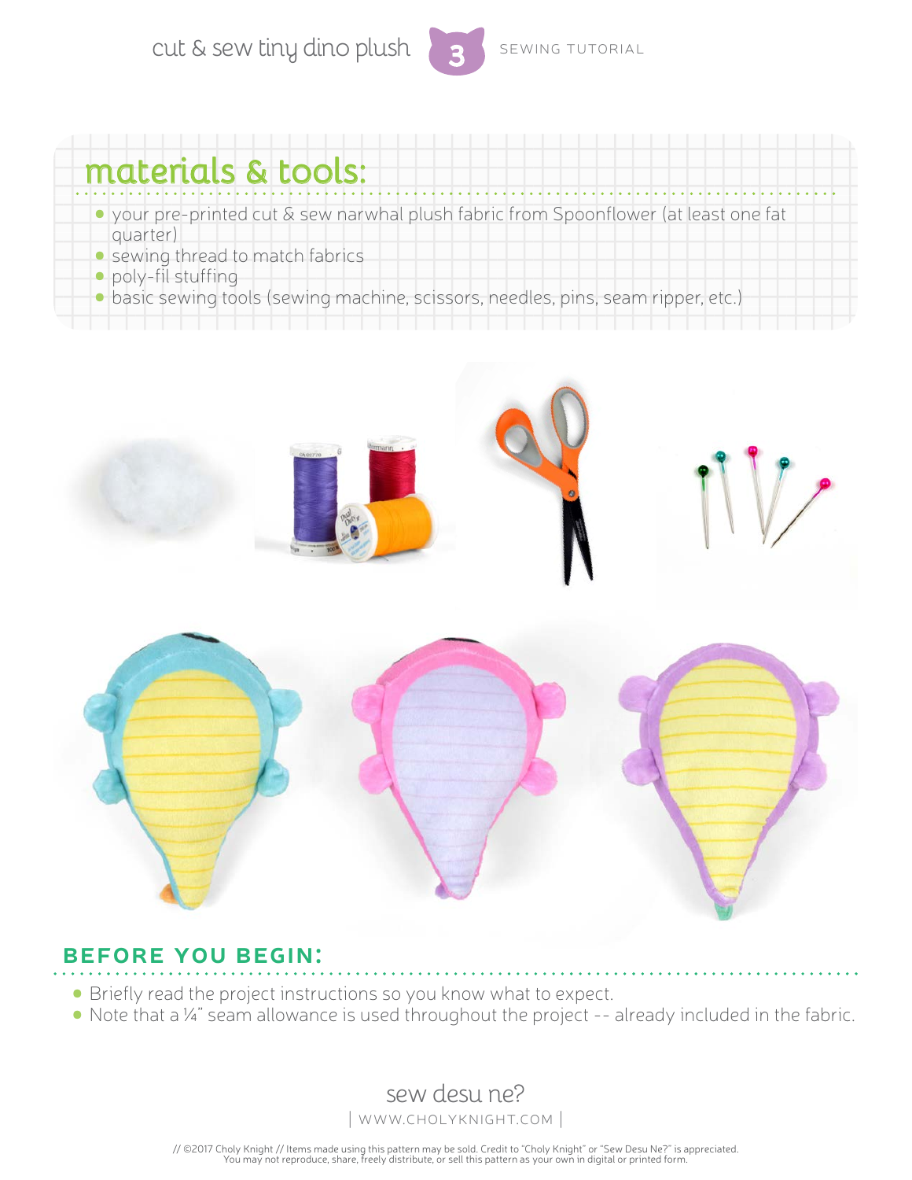## materials & tools:

- your pre-printed cut & sew narwhal plush fabric from Spoonflower (at least one fat quarter)
- sewing thread to match fabrics
- poly-fil stuffing
- basic sewing tools (sewing machine, scissors, needles, pins, seam ripper, etc.)

## BEFORE YOU BEGIN:

- Briefly read the project instructions so you know what to expect.
- Note that a ¼" seam allowance is used throughout the project -- already included in the fabric.

sew desu ne?
| WWW.CHOLYKNIGHT.COM |

// ©2017 Choly Knight // Items made using this pattern may be sold. Credit to "Choly Knight" or "Sew Desu Ne?" is appreciated. You may not reproduce, share, freely distribute, or sell this pattern as your own in digital or printed form.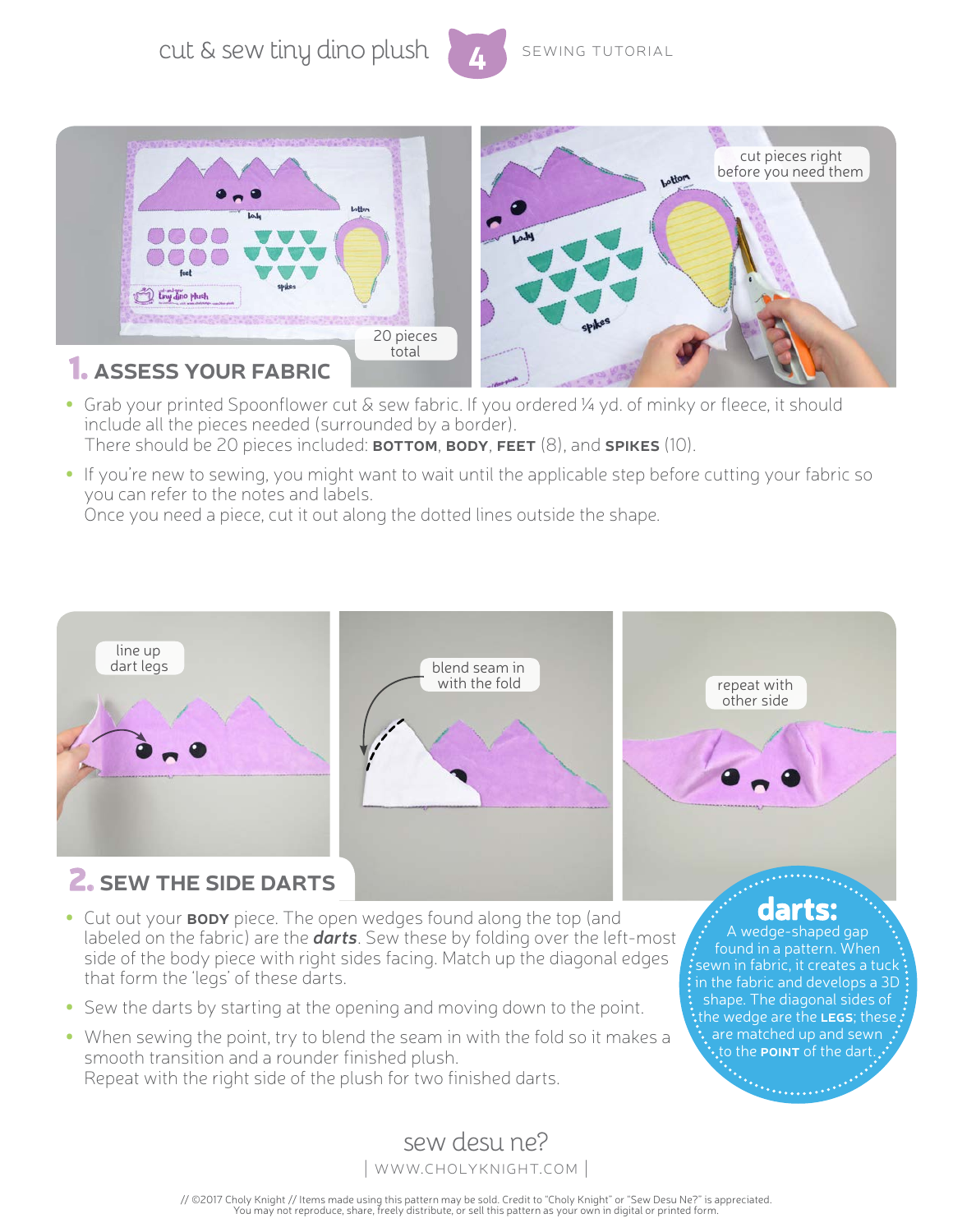## 1. ASSESS YOUR FABRIC

20 pieces total

cut pieces right before you need them

- Grab your printed Spoonflower cut & sew fabric. If you ordered ¼ yd. of minky or fleece, it should include all the pieces needed (surrounded by a border).
  There should be 20 pieces included: **BOTTOM**, **BODY**, **FEET** (8), and **SPIKES** (10).
- If you're new to sewing, you might want to wait until the applicable step before cutting your fabric so you can refer to the notes and labels.
  Once you need a piece, cut it out along the dotted lines outside the shape.

## 2. SEW THE SIDE DARTS

line up dart legs

blend seam in with the fold

repeat with other side

- Cut out your **BODY** piece. The open wedges found along the top (and labeled on the fabric) are the ***darts***. Sew these by folding over the left-most side of the body piece with right sides facing. Match up the diagonal edges that form the 'legs' of these darts.
- Sew the darts by starting at the opening and moving down to the point.
- When sewing the point, try to blend the seam in with the fold so it makes a smooth transition and a rounder finished plush.
  Repeat with the right side of the plush for two finished darts.

**darts:** A wedge-shaped gap found in a pattern. When sewn in fabric, it creates a tuck in the fabric and develops a 3D shape. The diagonal sides of the wedge are the **LEGS**; these are matched up and sewn to the **POINT** of the dart.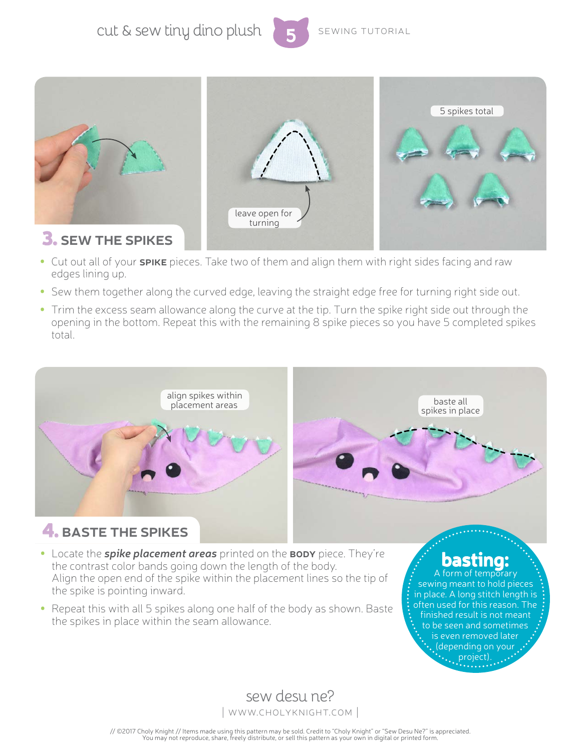## 3. SEW THE SPIKES

leave open for turning

5 spikes total

- Cut out all of your **SPIKE** pieces. Take two of them and align them with right sides facing and raw edges lining up.
- Sew them together along the curved edge, leaving the straight edge free for turning right side out.
- Trim the excess seam allowance along the curve at the tip. Turn the spike right side out through the opening in the bottom. Repeat this with the remaining 8 spike pieces so you have 5 completed spikes total.

## 4. BASTE THE SPIKES

align spikes within placement areas

baste all spikes in place

- Locate the ***spike placement areas*** printed on the **BODY** piece. They're the contrast color bands going down the length of the body. Align the open end of the spike within the placement lines so the tip of the spike is pointing inward.
- Repeat this with all 5 spikes along one half of the body as shown. Baste the spikes in place within the seam allowance.

**basting:** A form of temporary sewing meant to hold pieces in place. A long stitch length is often used for this reason. The finished result is not meant to be seen and sometimes is even removed later (depending on your project).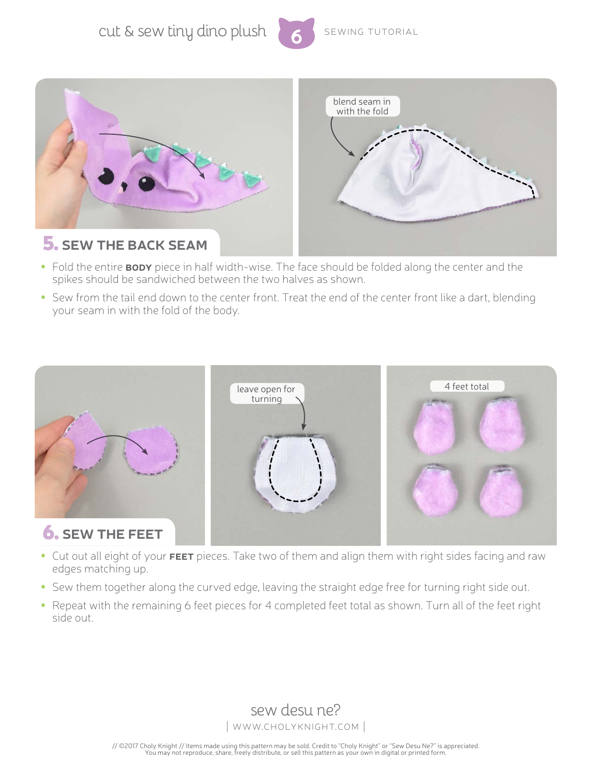## 5. SEW THE BACK SEAM

blend seam in with the fold

- Fold the entire **BODY** piece in half width-wise. The face should be folded along the center and the spikes should be sandwiched between the two halves as shown.
- Sew from the tail end down to the center front. Treat the end of the center front like a dart, blending your seam in with the fold of the body.

## 6. SEW THE FEET

leave open for turning

4 feet total

- Cut out all eight of your **FEET** pieces. Take two of them and align them with right sides facing and raw edges matching up.
- Sew them together along the curved edge, leaving the straight edge free for turning right side out.
- Repeat with the remaining 6 feet pieces for 4 completed feet total as shown. Turn all of the feet right side out.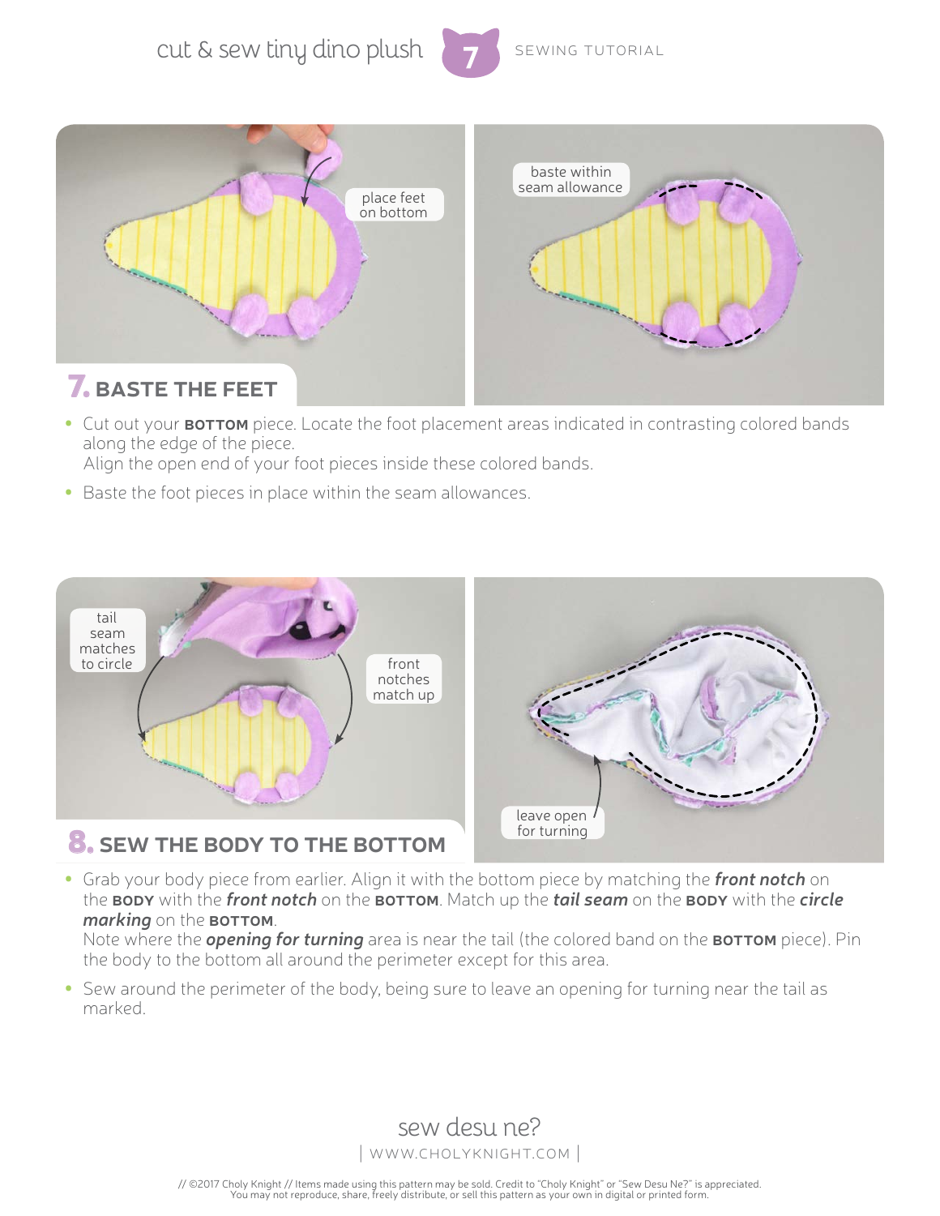## 7. BASTE THE FEET

place feet on bottom

baste within seam allowance

- Cut out your **BOTTOM** piece. Locate the foot placement areas indicated in contrasting colored bands along the edge of the piece.
  Align the open end of your foot pieces inside these colored bands.
- Baste the foot pieces in place within the seam allowances.

## 8. SEW THE BODY TO THE BOTTOM

tail seam matches to circle

front notches match up

leave open for turning

- Grab your body piece from earlier. Align it with the bottom piece by matching the ***front notch*** on the **BODY** with the ***front notch*** on the **BOTTOM**. Match up the ***tail seam*** on the **BODY** with the ***circle marking*** on the **BOTTOM**.
  Note where the ***opening for turning*** area is near the tail (the colored band on the **BOTTOM** piece). Pin the body to the bottom all around the perimeter except for this area.
- Sew around the perimeter of the body, being sure to leave an opening for turning near the tail as marked.

sew desu ne?

| WWW.CHOLYKNIGHT.COM |

// ©2017 Choly Knight // Items made using this pattern may be sold. Credit to "Choly Knight" or "Sew Desu Ne?" is appreciated. You may not reproduce, share, freely distribute, or sell this pattern as your own in digital or printed form.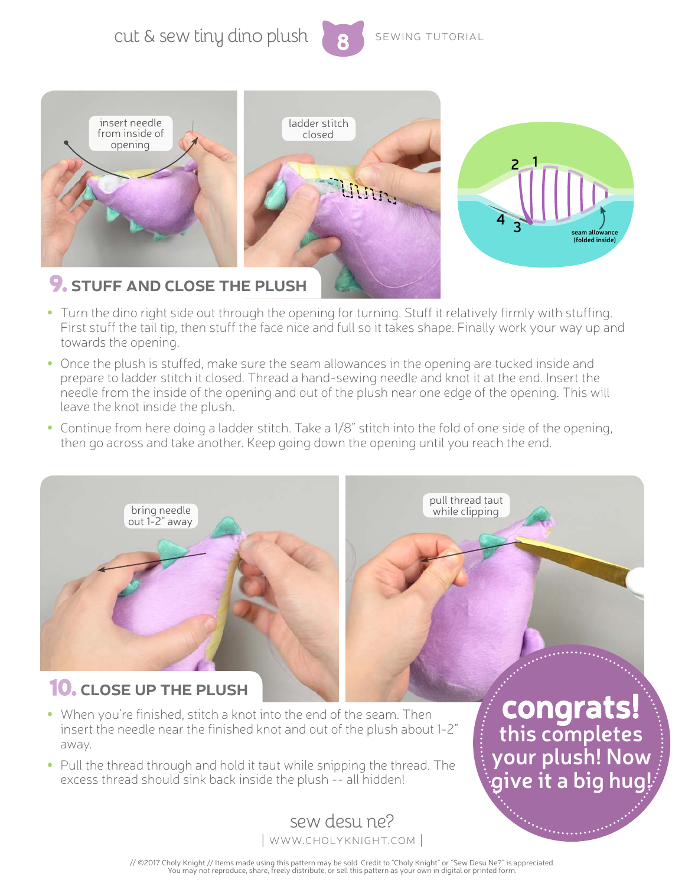## 9. STUFF AND CLOSE THE PLUSH

insert needle from inside of opening

ladder stitch closed

2 1

4 3

seam allowance (folded inside)

- Turn the dino right side out through the opening for turning. Stuff it relatively firmly with stuffing. First stuff the tail tip, then stuff the face nice and full so it takes shape. Finally work your way up and towards the opening.
- Once the plush is stuffed, make sure the seam allowances in the opening are tucked inside and prepare to ladder stitch it closed. Thread a hand-sewing needle and knot it at the end. Insert the needle from the inside of the opening and out of the plush near one edge of the opening. This will leave the knot inside the plush.
- Continue from here doing a ladder stitch. Take a 1/8" stitch into the fold of one side of the opening, then go across and take another. Keep going down the opening until you reach the end.

## 10. CLOSE UP THE PLUSH

bring needle out 1-2" away

pull thread taut while clipping

- When you're finished, stitch a knot into the end of the seam. Then insert the needle near the finished knot and out of the plush about 1-2" away.
- Pull the thread through and hold it taut while snipping the thread. The excess thread should sink back inside the plush -- all hidden!

**congrats!** this completes your plush! Now give it a big hug!

sew desu ne?

| WWW.CHOLYKNIGHT.COM |

// ©2017 Choly Knight // Items made using this pattern may be sold. Credit to "Choly Knight" or "Sew Desu Ne?" is appreciated. You may not reproduce, share, freely distribute, or sell this pattern as your own in digital or printed form.